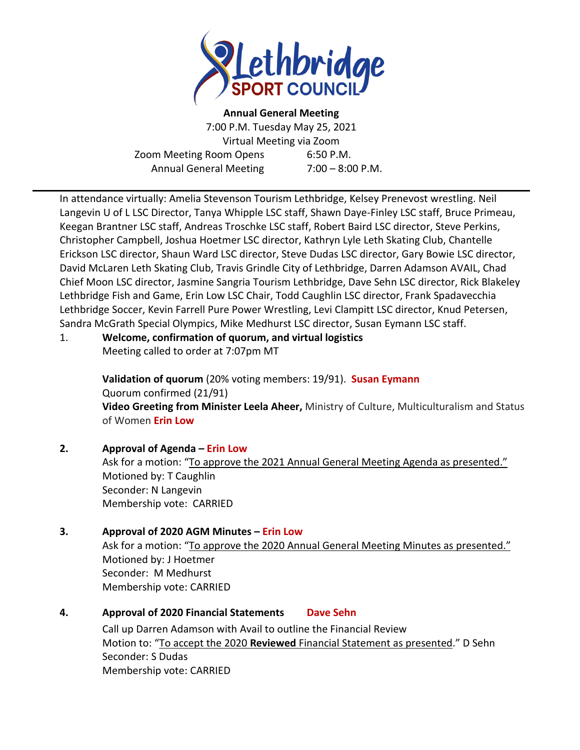# Lethbridge SPORT COUNCIL

**Annual General Meeting**
7:00 P.M. Tuesday May 25, 2021
Virtual Meeting via Zoom

Zoom Meeting Room Opens 6:50 P.M.
Annual General Meeting 7:00 – 8:00 P.M.

---

In attendance virtually: Amelia Stevenson Tourism Lethbridge, Kelsey Prenevost wrestling. Neil Langevin U of L LSC Director, Tanya Whipple LSC staff, Shawn Daye-Finley LSC staff, Bruce Primeau, Keegan Brantner LSC staff, Andreas Troschke LSC staff, Robert Baird LSC director, Steve Perkins, Christopher Campbell, Joshua Hoetmer LSC director, Kathryn Lyle Leth Skating Club, Chantelle Erickson LSC director, Shaun Ward LSC director, Steve Dudas LSC director, Gary Bowie LSC director, David McLaren Leth Skating Club, Travis Grindle City of Lethbridge, Darren Adamson AVAIL, Chad Chief Moon LSC director, Jasmine Sangria Tourism Lethbridge, Dave Sehn LSC director, Rick Blakeley Lethbridge Fish and Game, Erin Low LSC Chair, Todd Caughlin LSC director, Frank Spadavecchia Lethbridge Soccer, Kevin Farrell Pure Power Wrestling, Levi Clampitt LSC director, Knud Petersen, Sandra McGrath Special Olympics, Mike Medhurst LSC director, Susan Eymann LSC staff.

1. **Welcome, confirmation of quorum, and virtual logistics**
   Meeting called to order at 7:07pm MT

   **Validation of quorum** (20% voting members: 19/91). **Susan Eymann**
   Quorum confirmed (21/91)
   **Video Greeting from Minister Leela Aheer,** Ministry of Culture, Multiculturalism and Status of Women **Erin Low**

2. **Approval of Agenda – Erin Low**
   Ask for a motion: "To approve the 2021 Annual General Meeting Agenda as presented."
   Motioned by: T Caughlin
   Seconder: N Langevin
   Membership vote: CARRIED

3. **Approval of 2020 AGM Minutes – Erin Low**
   Ask for a motion: "To approve the 2020 Annual General Meeting Minutes as presented."
   Motioned by: J Hoetmer
   Seconder: M Medhurst
   Membership vote: CARRIED

4. **Approval of 2020 Financial Statements** **Dave Sehn**
   Call up Darren Adamson with Avail to outline the Financial Review
   Motion to: "To accept the 2020 **Reviewed** Financial Statement as presented." D Sehn
   Seconder: S Dudas
   Membership vote: CARRIED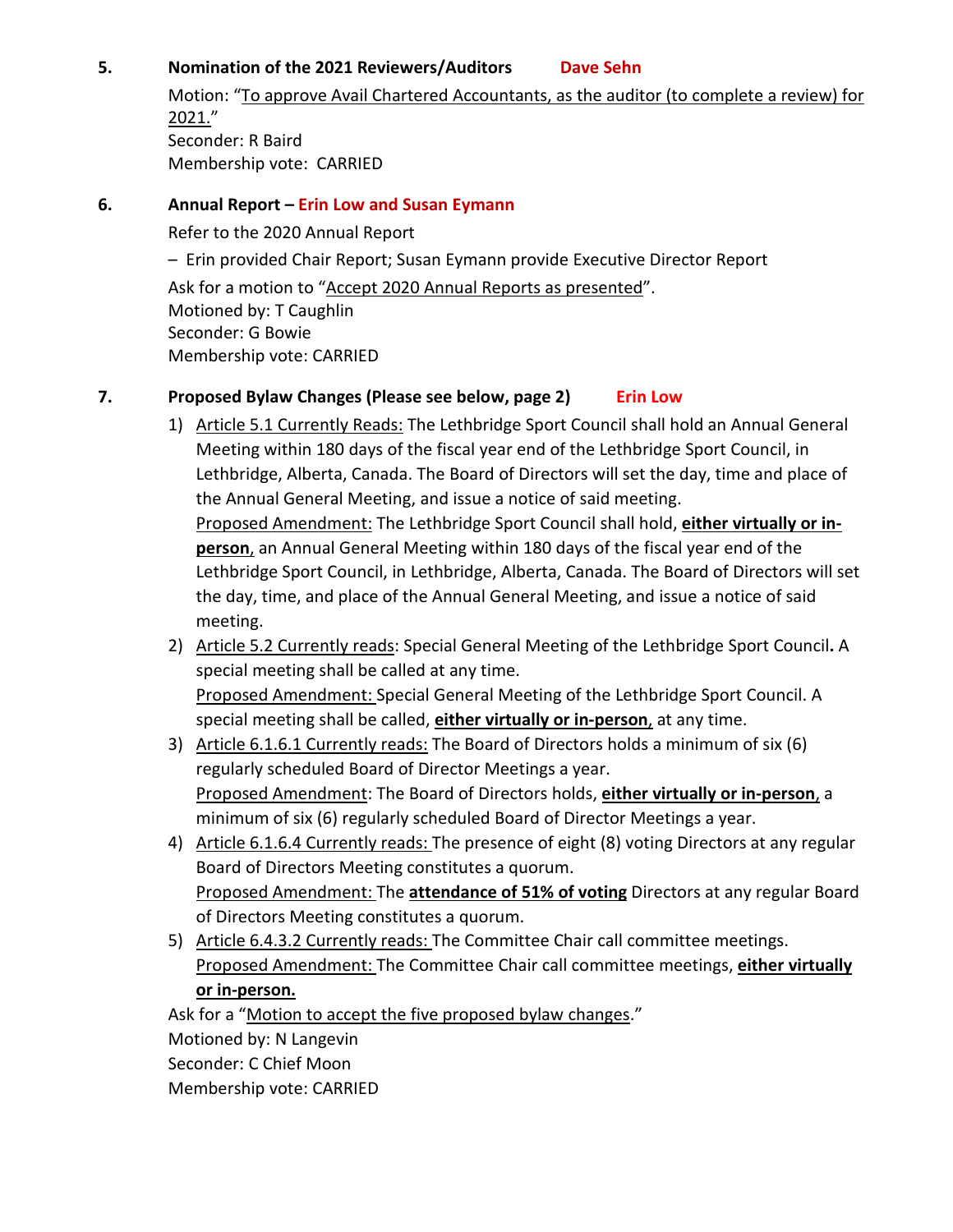**5. Nomination of the 2021 Reviewers/Auditors** **Dave Sehn**

Motion: "To approve Avail Chartered Accountants, as the auditor (to complete a review) for 2021."
Seconder: R Baird
Membership vote: CARRIED

**6. Annual Report – Erin Low and Susan Eymann**

Refer to the 2020 Annual Report

– Erin provided Chair Report; Susan Eymann provide Executive Director Report

Ask for a motion to "Accept 2020 Annual Reports as presented".
Motioned by: T Caughlin
Seconder: G Bowie
Membership vote: CARRIED

**7. Proposed Bylaw Changes (Please see below, page 2)** **Erin Low**

1) Article 5.1 Currently Reads: The Lethbridge Sport Council shall hold an Annual General Meeting within 180 days of the fiscal year end of the Lethbridge Sport Council, in Lethbridge, Alberta, Canada. The Board of Directors will set the day, time and place of the Annual General Meeting, and issue a notice of said meeting.
   Proposed Amendment: The Lethbridge Sport Council shall hold, **either virtually or in-person**, an Annual General Meeting within 180 days of the fiscal year end of the Lethbridge Sport Council, in Lethbridge, Alberta, Canada. The Board of Directors will set the day, time, and place of the Annual General Meeting, and issue a notice of said meeting.
2) Article 5.2 Currently reads: Special General Meeting of the Lethbridge Sport Council**.** A special meeting shall be called at any time.
   Proposed Amendment: Special General Meeting of the Lethbridge Sport Council. A special meeting shall be called, **either virtually or in-person**, at any time.
3) Article 6.1.6.1 Currently reads: The Board of Directors holds a minimum of six (6) regularly scheduled Board of Director Meetings a year.
   Proposed Amendment: The Board of Directors holds, **either virtually or in-person**, a minimum of six (6) regularly scheduled Board of Director Meetings a year.
4) Article 6.1.6.4 Currently reads: The presence of eight (8) voting Directors at any regular Board of Directors Meeting constitutes a quorum.
   Proposed Amendment: The **attendance of 51% of voting** Directors at any regular Board of Directors Meeting constitutes a quorum.
5) Article 6.4.3.2 Currently reads: The Committee Chair call committee meetings.
   Proposed Amendment: The Committee Chair call committee meetings, **either virtually or in-person.**

Ask for a "Motion to accept the five proposed bylaw changes."
Motioned by: N Langevin
Seconder: C Chief Moon
Membership vote: CARRIED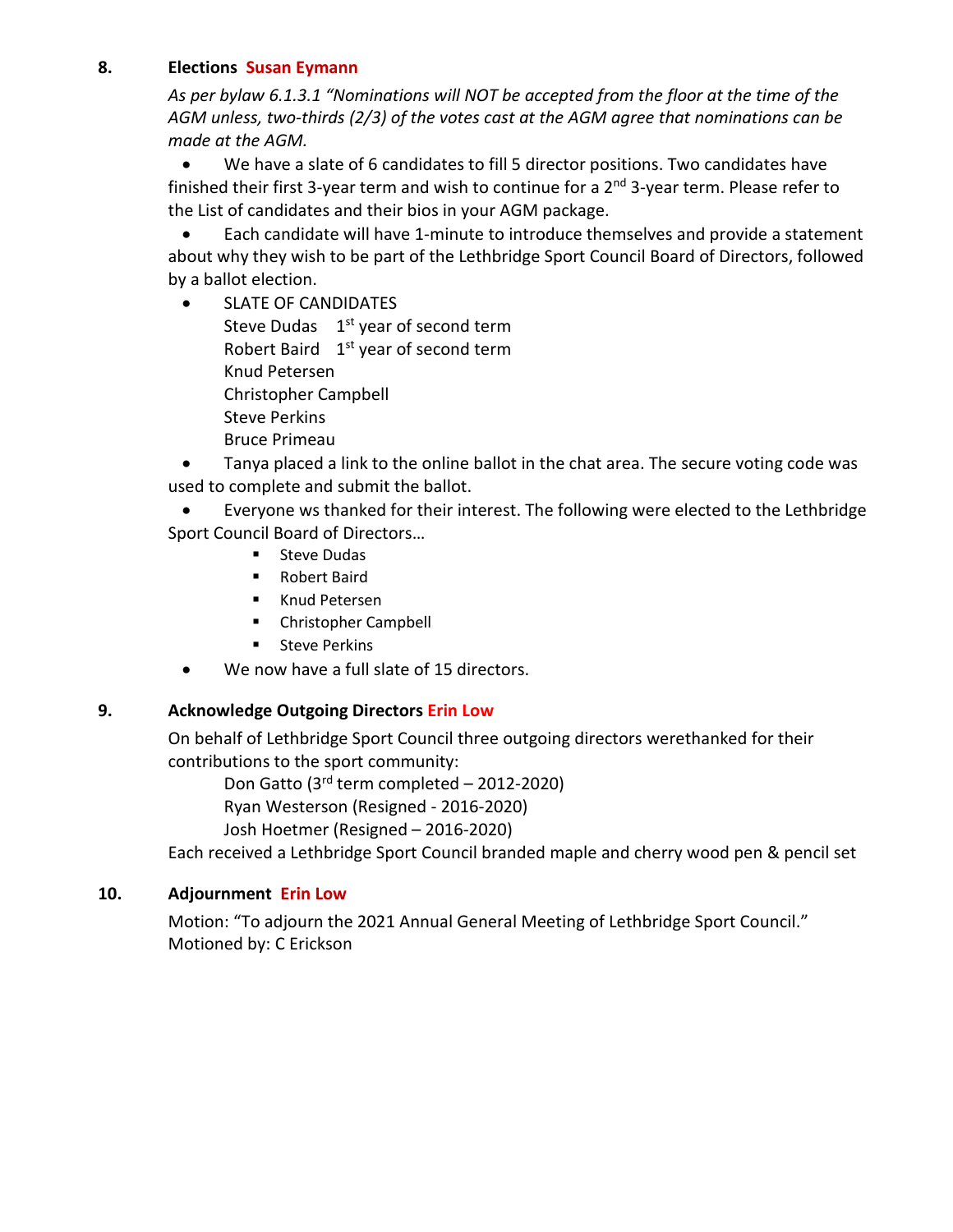## 8. Elections Susan Eymann

*As per bylaw 6.1.3.1 "Nominations will NOT be accepted from the floor at the time of the AGM unless, two-thirds (2/3) of the votes cast at the AGM agree that nominations can be made at the AGM.*

- We have a slate of 6 candidates to fill 5 director positions. Two candidates have finished their first 3-year term and wish to continue for a 2nd 3-year term. Please refer to the List of candidates and their bios in your AGM package.
- Each candidate will have 1-minute to introduce themselves and provide a statement about why they wish to be part of the Lethbridge Sport Council Board of Directors, followed by a ballot election.
- SLATE OF CANDIDATES
  Steve Dudas 1st year of second term
  Robert Baird 1st year of second term
  Knud Petersen
  Christopher Campbell
  Steve Perkins
  Bruce Primeau
- Tanya placed a link to the online ballot in the chat area. The secure voting code was used to complete and submit the ballot.
- Everyone ws thanked for their interest. The following were elected to the Lethbridge Sport Council Board of Directors…
  - Steve Dudas
  - Robert Baird
  - Knud Petersen
  - Christopher Campbell
  - Steve Perkins
- We now have a full slate of 15 directors.

## 9. Acknowledge Outgoing Directors Erin Low

On behalf of Lethbridge Sport Council three outgoing directors werethanked for their contributions to the sport community:

Don Gatto (3rd term completed – 2012-2020)
Ryan Westerson (Resigned - 2016-2020)
Josh Hoetmer (Resigned – 2016-2020)

Each received a Lethbridge Sport Council branded maple and cherry wood pen & pencil set

## 10. Adjournment Erin Low

Motion: "To adjourn the 2021 Annual General Meeting of Lethbridge Sport Council."
Motioned by: C Erickson